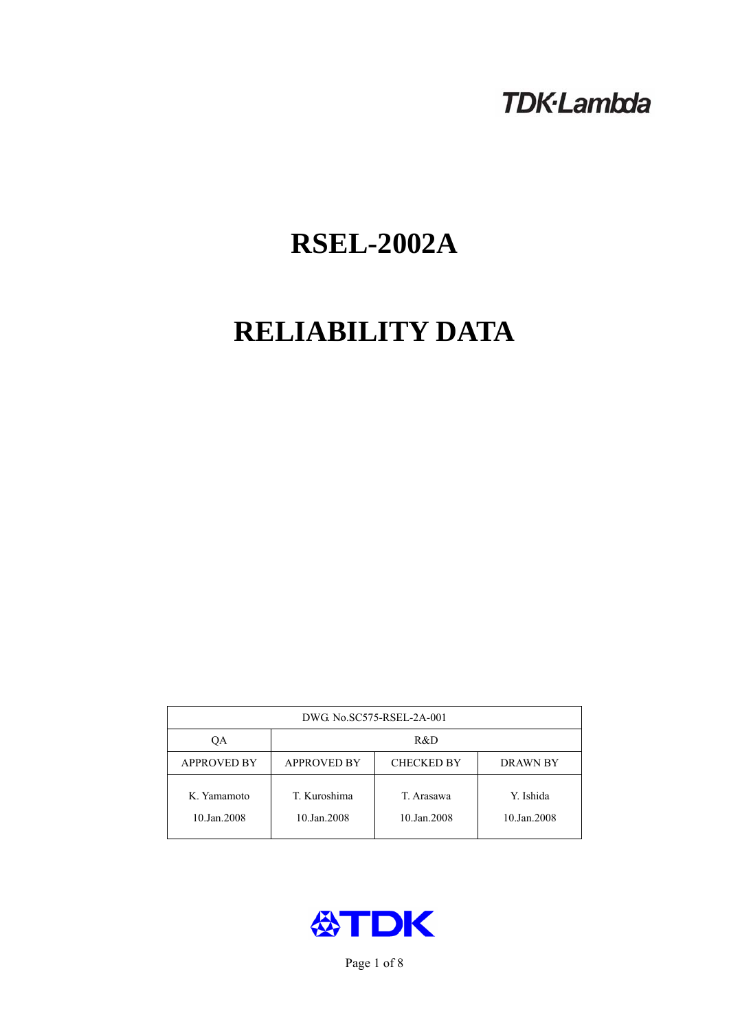TDK·Lambda

# RSEL-2002A

# RELIABILITY DATA

| DWG. No.SC575-RSEL-2A-001 | | | |
|---|---|---|---|
| QA | R&D | | |
| APPROVED BY | APPROVED BY | CHECKED BY | DRAWN BY |
| K. Yamamoto 10.Jan.2008 | T. Kuroshima 10.Jan.2008 | T. Arasawa 10.Jan.2008 | Y. Ishida 10.Jan.2008 |

TDK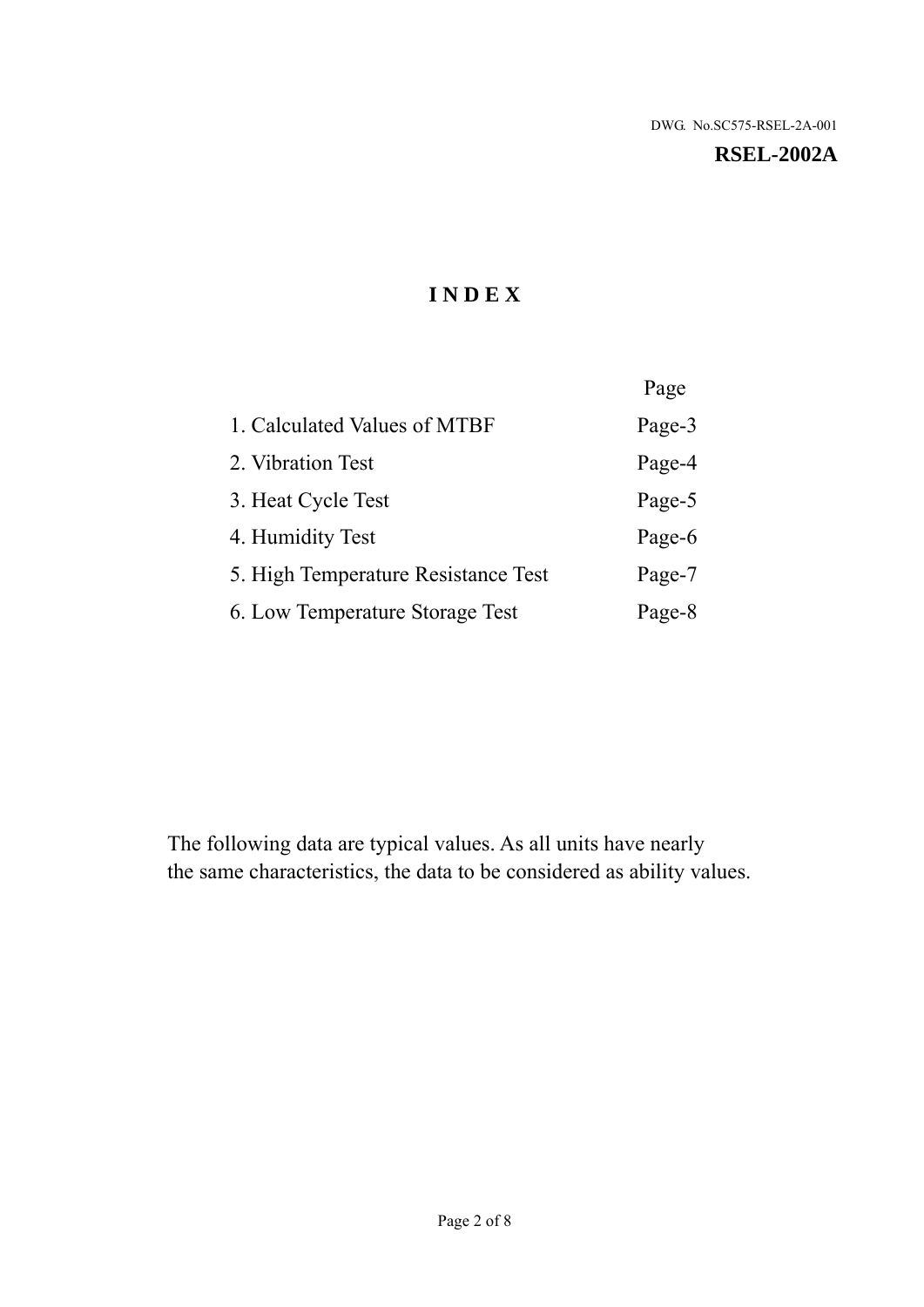DWG. No.SC575-RSEL-2A-001

**RSEL-2002A**

# I N D E X

| | Page |
|---|---|
| 1. Calculated Values of MTBF | Page-3 |
| 2. Vibration Test | Page-4 |
| 3. Heat Cycle Test | Page-5 |
| 4. Humidity Test | Page-6 |
| 5. High Temperature Resistance Test | Page-7 |
| 6. Low Temperature Storage Test | Page-8 |

The following data are typical values. As all units have nearly the same characteristics, the data to be considered as ability values.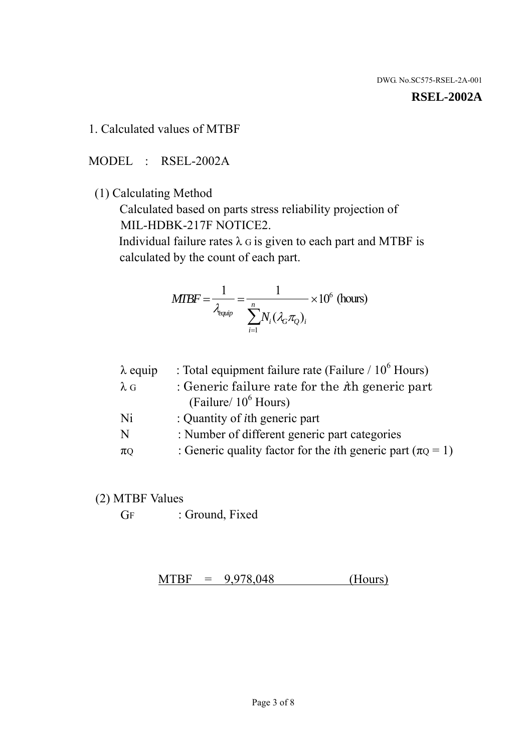DWG. No.SC575-RSEL-2A-001

**RSEL-2002A**

1. Calculated values of MTBF

MODEL : RSEL-2002A

(1) Calculating Method

Calculated based on parts stress reliability projection of MIL-HDBK-217F NOTICE2.

Individual failure rates $\lambda_G$ is given to each part and MTBF is calculated by the count of each part.

$$MTBF = \frac{1}{\lambda_{equip}} = \frac{1}{\sum_{i=1}^{n} N_i (\lambda_G \pi_Q)_i} \times 10^6 \text{ (hours)}$$

| | |
|---|---|
| $\lambda$ equip | : Total equipment failure rate (Failure / $10^6$ Hours) |
| $\lambda_G$ | : Generic failure rate for the $i$th generic part (Failure/ $10^6$ Hours) |
| Ni | : Quantity of $i$th generic part |
| N | : Number of different generic part categories |
| $\pi_Q$ | : Generic quality factor for the $i$th generic part ($\pi_Q = 1$) |

(2) MTBF Values

$G_F$ : Ground, Fixed

MTBF = 9,978,048 (Hours)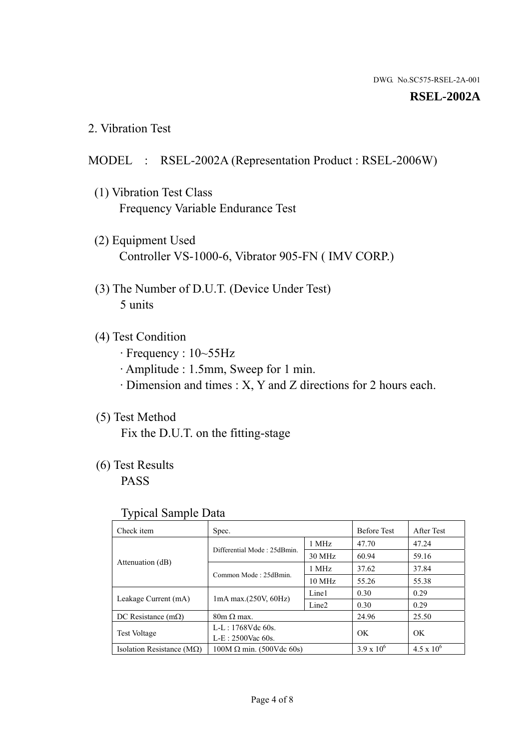DWG. No.SC575-RSEL-2A-001

**RSEL-2002A**

## 2. Vibration Test

MODEL : RSEL-2002A (Representation Product : RSEL-2006W)

(1) Vibration Test Class
Frequency Variable Endurance Test

(2) Equipment Used
Controller VS-1000-6, Vibrator 905-FN ( IMV CORP.)

(3) The Number of D.U.T. (Device Under Test)
5 units

(4) Test Condition
· Frequency : 10~55Hz
· Amplitude : 1.5mm, Sweep for 1 min.
· Dimension and times : X, Y and Z directions for 2 hours each.

(5) Test Method
Fix the D.U.T. on the fitting-stage

(6) Test Results
PASS

Typical Sample Data

| Check item | Spec. | | Before Test | After Test |
|---|---|---|---|---|
| Attenuation (dB) | Differential Mode : 25dBmin. | 1 MHz | 47.70 | 47.24 |
| | | 30 MHz | 60.94 | 59.16 |
| | Common Mode : 25dBmin. | 1 MHz | 37.62 | 37.84 |
| | | 10 MHz | 55.26 | 55.38 |
| Leakage Current (mA) | 1mA max.(250V, 60Hz) | Line1 | 0.30 | 0.29 |
| | | Line2 | 0.30 | 0.29 |
| DC Resistance (mΩ) | 80m Ω max. | | 24.96 | 25.50 |
| Test Voltage | L-L : 1768Vdc 60s. L-E : 2500Vac 60s. | | OK | OK |
| Isolation Resistance (MΩ) | 100M Ω min. (500Vdc 60s) | | $3.9 \times 10^6$ | $4.5 \times 10^6$ |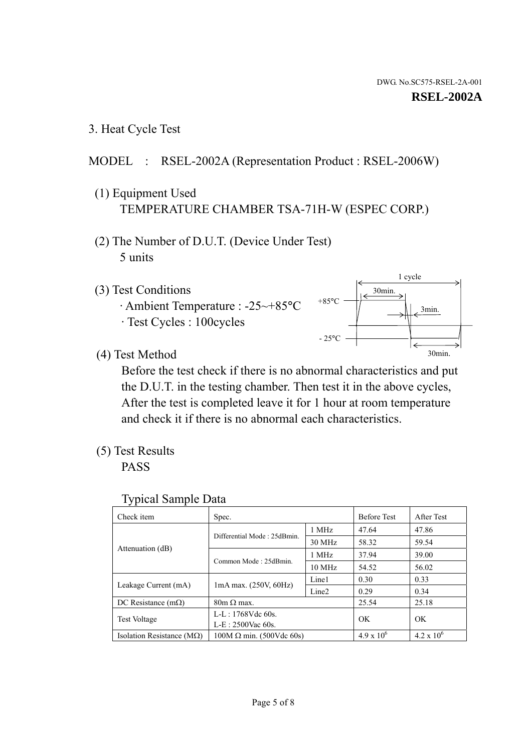DWG. No.SC575-RSEL-2A-001

**RSEL-2002A**

## 3. Heat Cycle Test

MODEL : RSEL-2002A (Representation Product : RSEL-2006W)

(1) Equipment Used

TEMPERATURE CHAMBER TSA-71H-W (ESPEC CORP.)

(2) The Number of D.U.T. (Device Under Test)

5 units

(3) Test Conditions

· Ambient Temperature : -25~+85°C

· Test Cycles : 100cycles

1 cycle

30min.

+85°C

3min.

- 25°C

30min.

(4) Test Method

Before the test check if there is no abnormal characteristics and put the D.U.T. in the testing chamber. Then test it in the above cycles, After the test is completed leave it for 1 hour at room temperature and check it if there is no abnormal each characteristics.

(5) Test Results

PASS

Typical Sample Data

| Check item | Spec. | | Before Test | After Test |
|---|---|---|---|---|
| Attenuation (dB) | Differential Mode : 25dBmin. | 1 MHz | 47.64 | 47.86 |
| | | 30 MHz | 58.32 | 59.54 |
| | Common Mode : 25dBmin. | 1 MHz | 37.94 | 39.00 |
| | | 10 MHz | 54.52 | 56.02 |
| Leakage Current (mA) | 1mA max. (250V, 60Hz) | Line1 | 0.30 | 0.33 |
| | | Line2 | 0.29 | 0.34 |
| DC Resistance (mΩ) | 80m Ω max. | | 25.54 | 25.18 |
| Test Voltage | L-L : 1768Vdc 60s.<br>L-E : 2500Vac 60s. | | OK | OK |
| Isolation Resistance (MΩ) | 100M Ω min. (500Vdc 60s) | | $4.9 \times 10^6$ | $4.2 \times 10^6$ |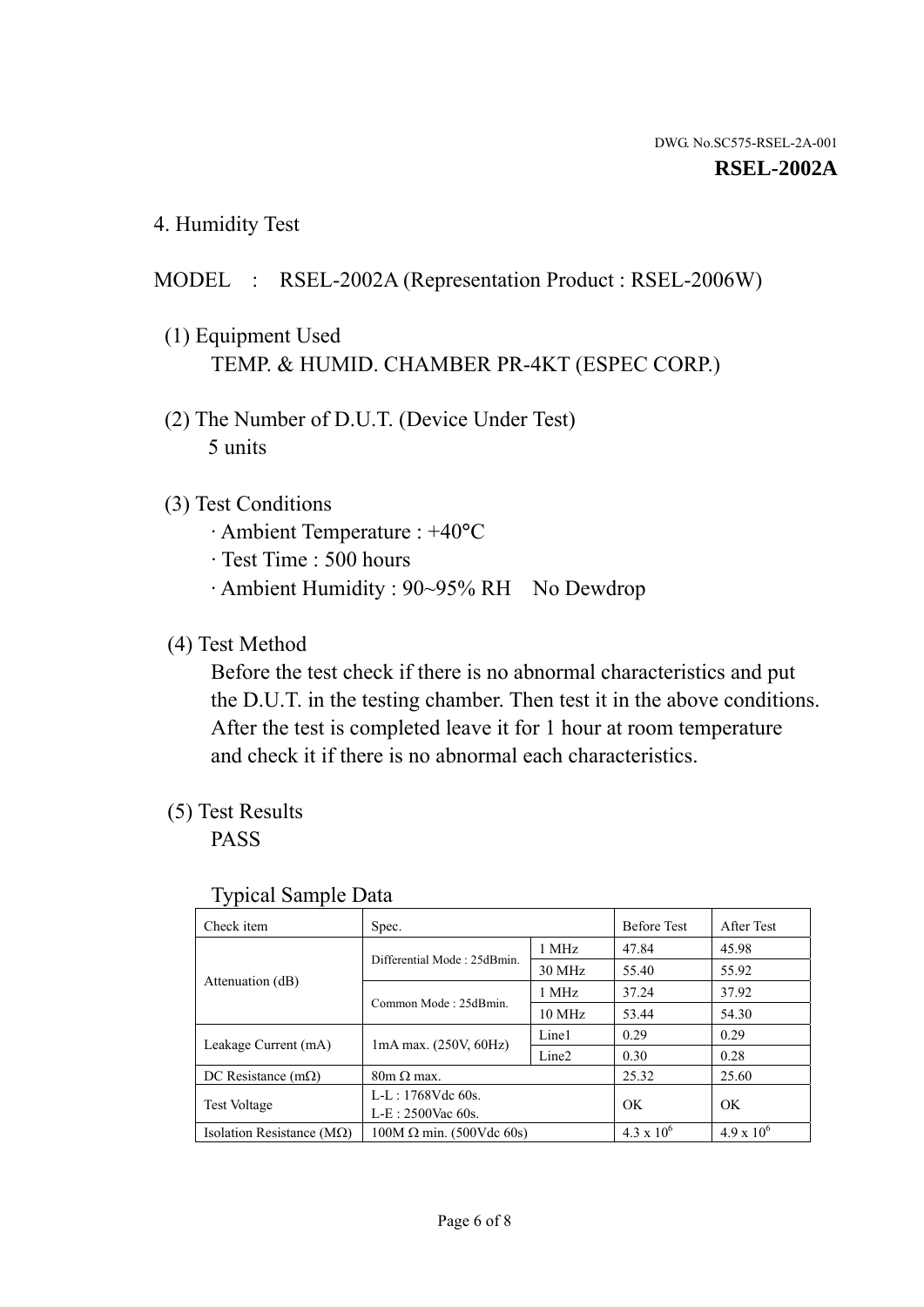DWG. No.SC575-RSEL-2A-001

**RSEL-2002A**

## 4. Humidity Test

MODEL : RSEL-2002A (Representation Product : RSEL-2006W)

(1) Equipment Used

TEMP. & HUMID. CHAMBER PR-4KT (ESPEC CORP.)

(2) The Number of D.U.T. (Device Under Test)

5 units

(3) Test Conditions

· Ambient Temperature : +40°C

· Test Time : 500 hours

· Ambient Humidity : 90~95% RH No Dewdrop

(4) Test Method

Before the test check if there is no abnormal characteristics and put the D.U.T. in the testing chamber. Then test it in the above conditions. After the test is completed leave it for 1 hour at room temperature and check it if there is no abnormal each characteristics.

(5) Test Results

PASS

Typical Sample Data

| Check item | Spec. | | Before Test | After Test |
|---|---|---|---|---|
| Attenuation (dB) | Differential Mode : 25dBmin. | 1 MHz | 47.84 | 45.98 |
| | | 30 MHz | 55.40 | 55.92 |
| | Common Mode : 25dBmin. | 1 MHz | 37.24 | 37.92 |
| | | 10 MHz | 53.44 | 54.30 |
| Leakage Current (mA) | 1mA max. (250V, 60Hz) | Line1 | 0.29 | 0.29 |
| | | Line2 | 0.30 | 0.28 |
| DC Resistance (mΩ) | 80m Ω max. | | 25.32 | 25.60 |
| Test Voltage | L-L : 1768Vdc 60s.<br>L-E : 2500Vac 60s. | | OK | OK |
| Isolation Resistance (MΩ) | 100M Ω min. (500Vdc 60s) | | $4.3 \times 10^6$ | $4.9 \times 10^6$ |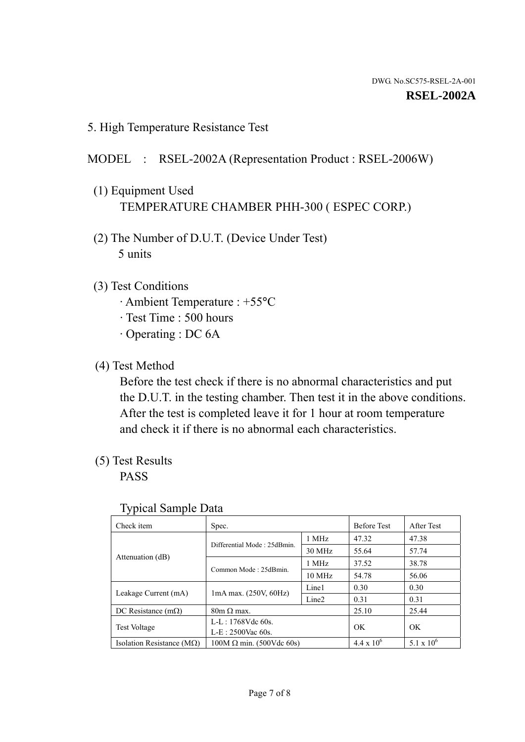DWG. No.SC575-RSEL-2A-001

**RSEL-2002A**

## 5. High Temperature Resistance Test

MODEL : RSEL-2002A (Representation Product : RSEL-2006W)

(1) Equipment Used
TEMPERATURE CHAMBER PHH-300 ( ESPEC CORP.)

(2) The Number of D.U.T. (Device Under Test)
5 units

(3) Test Conditions
· Ambient Temperature : +55°C
· Test Time : 500 hours
· Operating : DC 6A

(4) Test Method
Before the test check if there is no abnormal characteristics and put the D.U.T. in the testing chamber. Then test it in the above conditions. After the test is completed leave it for 1 hour at room temperature and check it if there is no abnormal each characteristics.

(5) Test Results
PASS

Typical Sample Data

| Check item | Spec. | | Before Test | After Test |
|---|---|---|---|---|
| Attenuation (dB) | Differential Mode : 25dBmin. | 1 MHz | 47.32 | 47.38 |
| | | 30 MHz | 55.64 | 57.74 |
| | Common Mode : 25dBmin. | 1 MHz | 37.52 | 38.78 |
| | | 10 MHz | 54.78 | 56.06 |
| Leakage Current (mA) | 1mA max. (250V, 60Hz) | Line1 | 0.30 | 0.30 |
| | | Line2 | 0.31 | 0.31 |
| DC Resistance (mΩ) | 80m Ω max. | | 25.10 | 25.44 |
| Test Voltage | L-L : 1768Vdc 60s.<br>L-E : 2500Vac 60s. | | OK | OK |
| Isolation Resistance (MΩ) | 100M Ω min. (500Vdc 60s) | | $4.4 \times 10^6$ | $5.1 \times 10^6$ |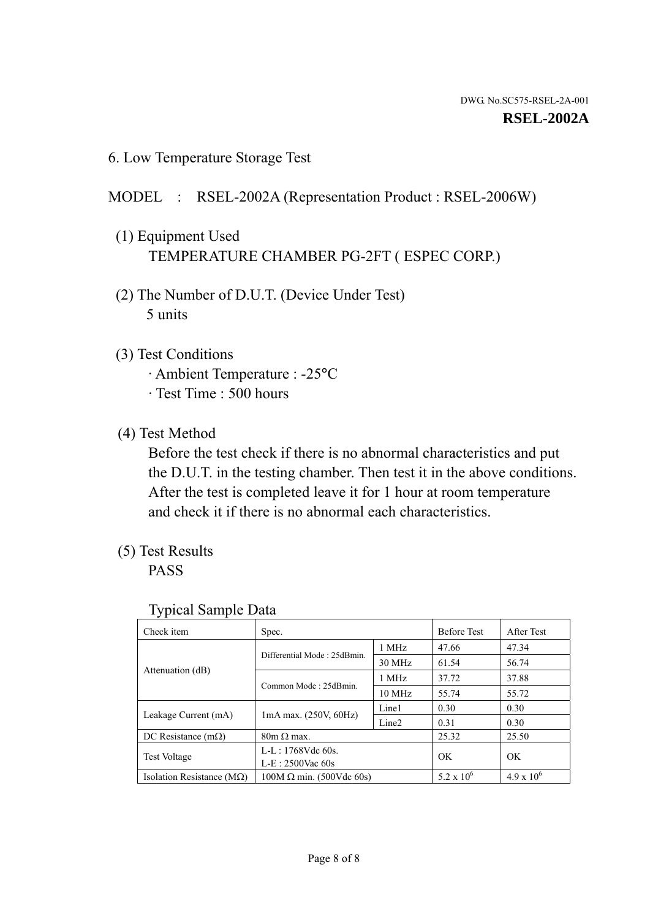DWG. No.SC575-RSEL-2A-001

**RSEL-2002A**

## 6. Low Temperature Storage Test

MODEL : RSEL-2002A (Representation Product : RSEL-2006W)

(1) Equipment Used

TEMPERATURE CHAMBER PG-2FT ( ESPEC CORP.)

(2) The Number of D.U.T. (Device Under Test)

5 units

(3) Test Conditions

· Ambient Temperature : -25°C

· Test Time : 500 hours

(4) Test Method

Before the test check if there is no abnormal characteristics and put the D.U.T. in the testing chamber. Then test it in the above conditions. After the test is completed leave it for 1 hour at room temperature and check it if there is no abnormal each characteristics.

(5) Test Results

PASS

Typical Sample Data

| Check item | Spec. | | Before Test | After Test |
|---|---|---|---|---|
| Attenuation (dB) | Differential Mode : 25dBmin. | 1 MHz | 47.66 | 47.34 |
| | | 30 MHz | 61.54 | 56.74 |
| | Common Mode : 25dBmin. | 1 MHz | 37.72 | 37.88 |
| | | 10 MHz | 55.74 | 55.72 |
| Leakage Current (mA) | 1mA max. (250V, 60Hz) | Line1 | 0.30 | 0.30 |
| | | Line2 | 0.31 | 0.30 |
| DC Resistance (mΩ) | 80m Ω max. | | 25.32 | 25.50 |
| Test Voltage | L-L : 1768Vdc 60s.<br>L-E : 2500Vac 60s | | OK | OK |
| Isolation Resistance (MΩ) | 100M Ω min. (500Vdc 60s) | | $5.2 \times 10^6$ | $4.9 \times 10^6$ |